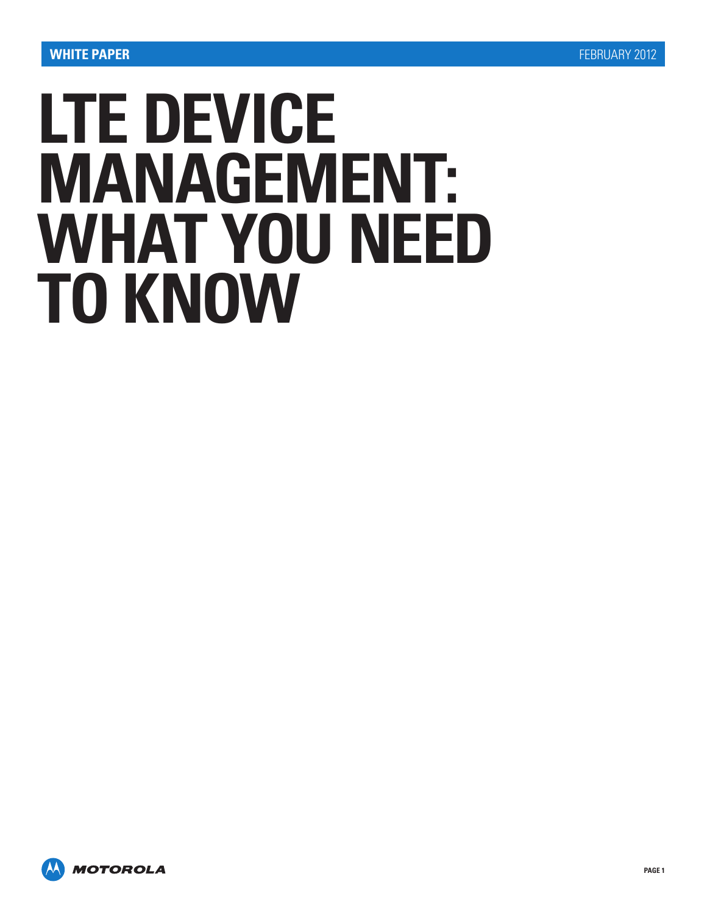**WHITE PAPER** FEBRUARY 2012

# LTE DEVICE MANAGEMENT: WHAT YOU NEED TO KNOW

MOTOROLA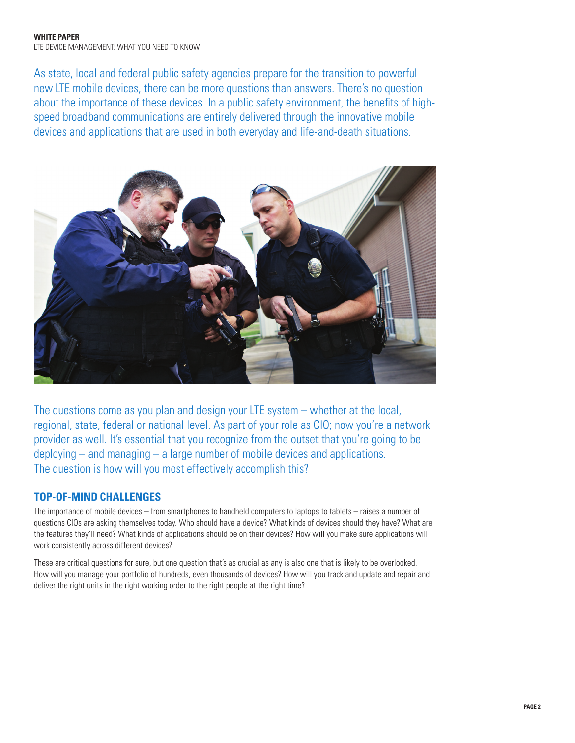As state, local and federal public safety agencies prepare for the transition to powerful new LTE mobile devices, there can be more questions than answers. There's no question about the importance of these devices. In a public safety environment, the benefits of high-speed broadband communications are entirely delivered through the innovative mobile devices and applications that are used in both everyday and life-and-death situations.

The questions come as you plan and design your LTE system – whether at the local, regional, state, federal or national level. As part of your role as CIO; now you're a network provider as well. It's essential that you recognize from the outset that you're going to be deploying – and managing – a large number of mobile devices and applications. The question is how will you most effectively accomplish this?

## TOP-OF-MIND CHALLENGES

The importance of mobile devices – from smartphones to handheld computers to laptops to tablets – raises a number of questions CIOs are asking themselves today. Who should have a device? What kinds of devices should they have? What are the features they'll need? What kinds of applications should be on their devices? How will you make sure applications will work consistently across different devices?

These are critical questions for sure, but one question that's as crucial as any is also one that is likely to be overlooked. How will you manage your portfolio of hundreds, even thousands of devices? How will you track and update and repair and deliver the right units in the right working order to the right people at the right time?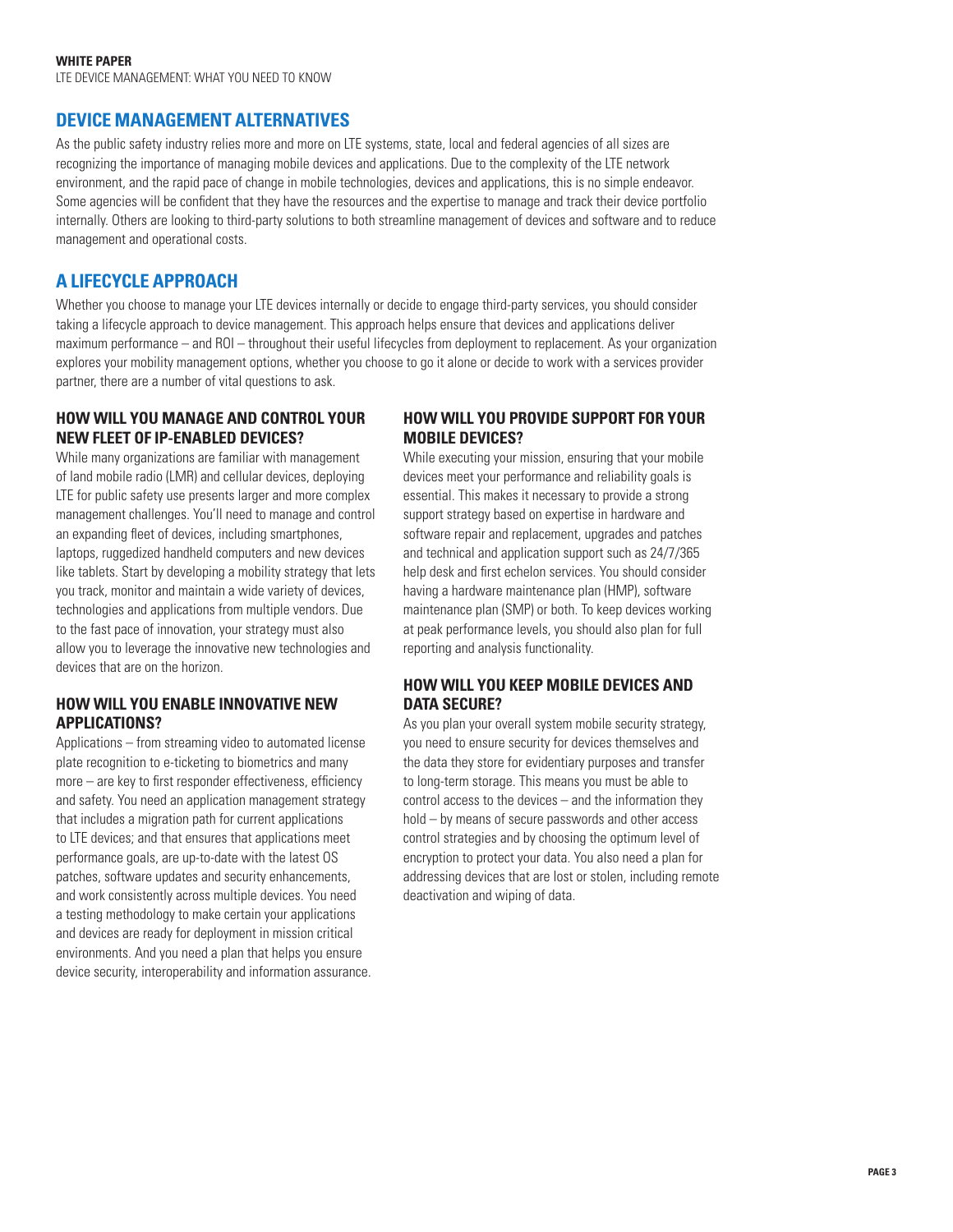## DEVICE MANAGEMENT ALTERNATIVES

As the public safety industry relies more and more on LTE systems, state, local and federal agencies of all sizes are recognizing the importance of managing mobile devices and applications. Due to the complexity of the LTE network environment, and the rapid pace of change in mobile technologies, devices and applications, this is no simple endeavor. Some agencies will be confident that they have the resources and the expertise to manage and track their device portfolio internally. Others are looking to third-party solutions to both streamline management of devices and software and to reduce management and operational costs.

## A LIFECYCLE APPROACH

Whether you choose to manage your LTE devices internally or decide to engage third-party services, you should consider taking a lifecycle approach to device management. This approach helps ensure that devices and applications deliver maximum performance – and ROI – throughout their useful lifecycles from deployment to replacement. As your organization explores your mobility management options, whether you choose to go it alone or decide to work with a services provider partner, there are a number of vital questions to ask.

### HOW WILL YOU MANAGE AND CONTROL YOUR NEW FLEET OF IP-ENABLED DEVICES?

While many organizations are familiar with management of land mobile radio (LMR) and cellular devices, deploying LTE for public safety use presents larger and more complex management challenges. You'll need to manage and control an expanding fleet of devices, including smartphones, laptops, ruggedized handheld computers and new devices like tablets. Start by developing a mobility strategy that lets you track, monitor and maintain a wide variety of devices, technologies and applications from multiple vendors. Due to the fast pace of innovation, your strategy must also allow you to leverage the innovative new technologies and devices that are on the horizon.

### HOW WILL YOU ENABLE INNOVATIVE NEW APPLICATIONS?

Applications – from streaming video to automated license plate recognition to e-ticketing to biometrics and many more – are key to first responder effectiveness, efficiency and safety. You need an application management strategy that includes a migration path for current applications to LTE devices; and that ensures that applications meet performance goals, are up-to-date with the latest OS patches, software updates and security enhancements, and work consistently across multiple devices. You need a testing methodology to make certain your applications and devices are ready for deployment in mission critical environments. And you need a plan that helps you ensure device security, interoperability and information assurance.

### HOW WILL YOU PROVIDE SUPPORT FOR YOUR MOBILE DEVICES?

While executing your mission, ensuring that your mobile devices meet your performance and reliability goals is essential. This makes it necessary to provide a strong support strategy based on expertise in hardware and software repair and replacement, upgrades and patches and technical and application support such as 24/7/365 help desk and first echelon services. You should consider having a hardware maintenance plan (HMP), software maintenance plan (SMP) or both. To keep devices working at peak performance levels, you should also plan for full reporting and analysis functionality.

### HOW WILL YOU KEEP MOBILE DEVICES AND DATA SECURE?

As you plan your overall system mobile security strategy, you need to ensure security for devices themselves and the data they store for evidentiary purposes and transfer to long-term storage. This means you must be able to control access to the devices – and the information they hold – by means of secure passwords and other access control strategies and by choosing the optimum level of encryption to protect your data. You also need a plan for addressing devices that are lost or stolen, including remote deactivation and wiping of data.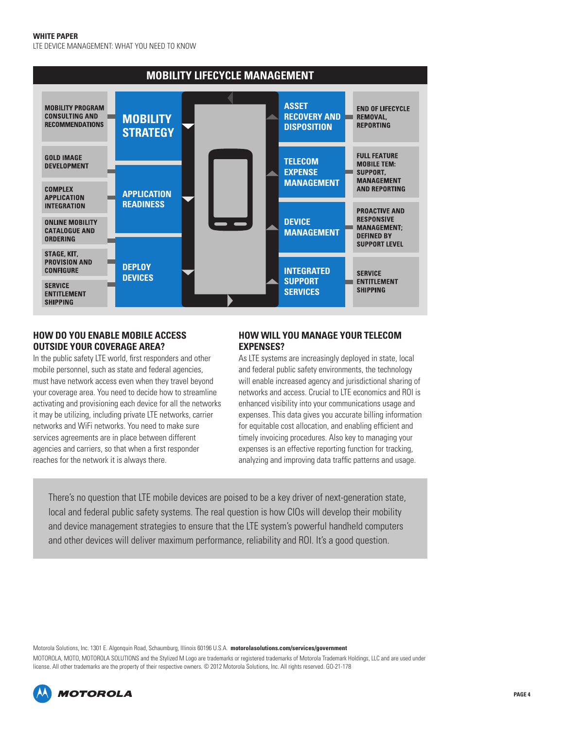MOBILITY LIFECYCLE MANAGEMENT

MOBILITY PROGRAM CONSULTING AND RECOMMENDATIONS

MOBILITY STRATEGY

GOLD IMAGE DEVELOPMENT

COMPLEX APPLICATION INTEGRATION

APPLICATION READINESS

ONLINE MOBILITY CATALOGUE AND ORDERING

STAGE, KIT, PROVISION AND CONFIGURE

DEPLOY DEVICES

SERVICE ENTITLEMENT SHIPPING

ASSET RECOVERY AND DISPOSITION

END OF LIFECYCLE REMOVAL, REPORTING

TELECOM EXPENSE MANAGEMENT

FULL FEATURE MOBILE TEM: SUPPORT, MANAGEMENT AND REPORTING

DEVICE MANAGEMENT

PROACTIVE AND RESPONSIVE MANAGEMENT; DEFINED BY SUPPORT LEVEL

INTEGRATED SUPPORT SERVICES

SERVICE ENTITLEMENT SHIPPING

## HOW DO YOU ENABLE MOBILE ACCESS OUTSIDE YOUR COVERAGE AREA?

In the public safety LTE world, first responders and other mobile personnel, such as state and federal agencies, must have network access even when they travel beyond your coverage area. You need to decide how to streamline activating and provisioning each device for all the networks it may be utilizing, including private LTE networks, carrier networks and WiFi networks. You need to make sure services agreements are in place between different agencies and carriers, so that when a first responder reaches for the network it is always there.

## HOW WILL YOU MANAGE YOUR TELECOM EXPENSES?

As LTE systems are increasingly deployed in state, local and federal public safety environments, the technology will enable increased agency and jurisdictional sharing of networks and access. Crucial to LTE economics and ROI is enhanced visibility into your communications usage and expenses. This data gives you accurate billing information for equitable cost allocation, and enabling efficient and timely invoicing procedures. Also key to managing your expenses is an effective reporting function for tracking, analyzing and improving data traffic patterns and usage.

There's no question that LTE mobile devices are poised to be a key driver of next-generation state, local and federal public safety systems. The real question is how CIOs will develop their mobility and device management strategies to ensure that the LTE system's powerful handheld computers and other devices will deliver maximum performance, reliability and ROI. It's a good question.

Motorola Solutions, Inc. 1301 E. Algonquin Road, Schaumburg, Illinois 60196 U.S.A. **motorolasolutions.com/services/government**

MOTOROLA, MOTO, MOTOROLA SOLUTIONS and the Stylized M Logo are trademarks or registered trademarks of Motorola Trademark Holdings, LLC and are used under license. All other trademarks are the property of their respective owners. © 2012 Motorola Solutions, Inc. All rights reserved. GO-21-178